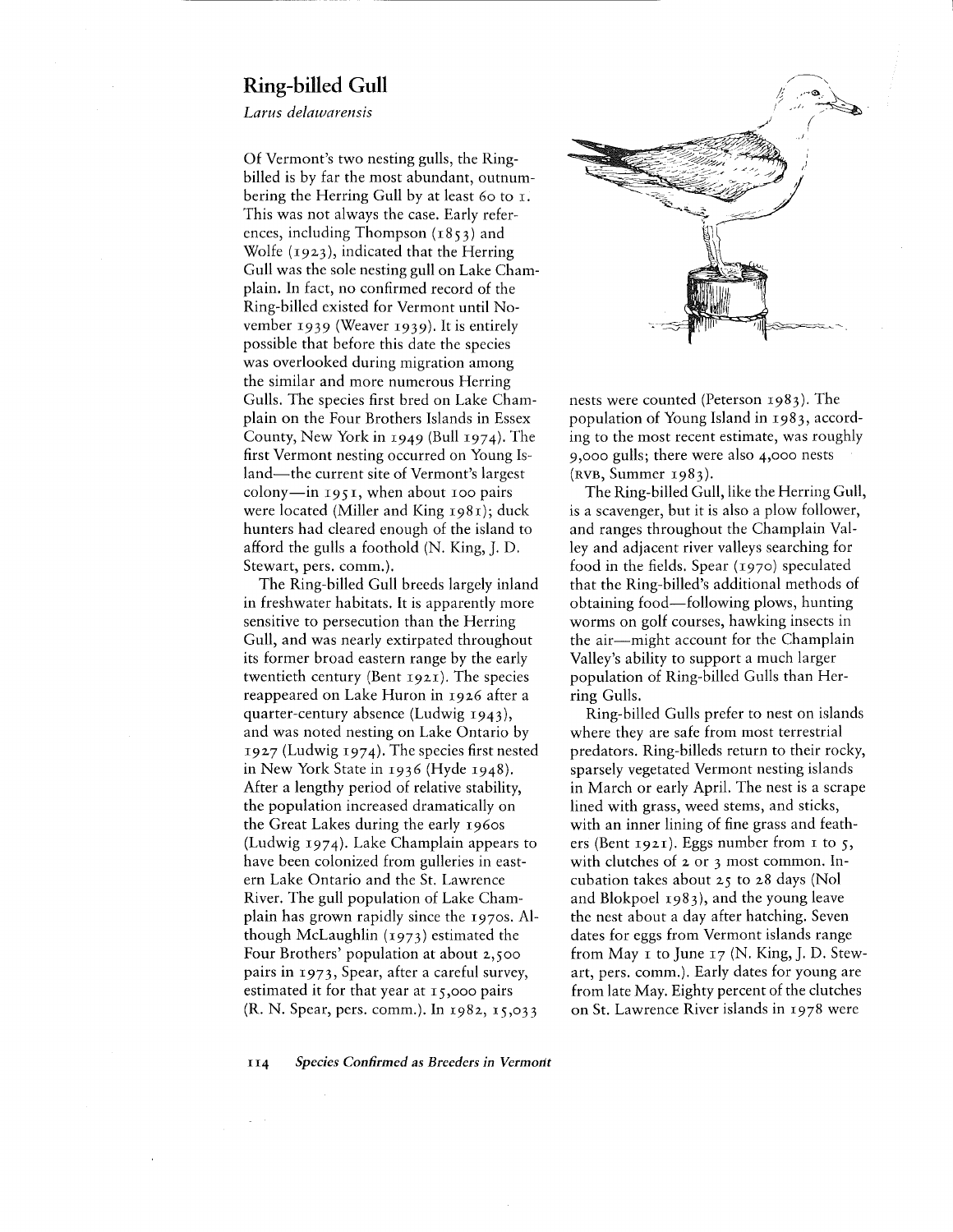## Ring-billed Gull

*Larus delawarensis*

Of Vermont's two nesting gulls, the Ring-billed is by far the most abundant, outnumbering the Herring Gull by at least 60 to 1. This was not always the case. Early references, including Thompson (1853) and Wolfe (1923), indicated that the Herring Gull was the sole nesting gull on Lake Champlain. In fact, no confirmed record of the Ring-billed existed for Vermont until November 1939 (Weaver 1939). It is entirely possible that before this date the species was overlooked during migration among the similar and more numerous Herring Gulls. The species first bred on Lake Champlain on the Four Brothers Islands in Essex County, New York in 1949 (Bull 1974). The first Vermont nesting occurred on Young Island—the current site of Vermont's largest colony—in 1951, when about 100 pairs were located (Miller and King 1981); duck hunters had cleared enough of the island to afford the gulls a foothold (N. King, J. D. Stewart, pers. comm.).

The Ring-billed Gull breeds largely inland in freshwater habitats. It is apparently more sensitive to persecution than the Herring Gull, and was nearly extirpated throughout its former broad eastern range by the early twentieth century (Bent 1921). The species reappeared on Lake Huron in 1926 after a quarter-century absence (Ludwig 1943), and was noted nesting on Lake Ontario by 1927 (Ludwig 1974). The species first nested in New York State in 1936 (Hyde 1948). After a lengthy period of relative stability, the population increased dramatically on the Great Lakes during the early 1960s (Ludwig 1974). Lake Champlain appears to have been colonized from gulleries in eastern Lake Ontario and the St. Lawrence River. The gull population of Lake Champlain has grown rapidly since the 1970s. Although McLaughlin (1973) estimated the Four Brothers' population at about 2,500 pairs in 1973, Spear, after a careful survey, estimated it for that year at 15,000 pairs (R. N. Spear, pers. comm.). In 1982, 15,033 nests were counted (Peterson 1983). The population of Young Island in 1983, according to the most recent estimate, was roughly 9,000 gulls; there were also 4,000 nests (RVB, Summer 1983).

The Ring-billed Gull, like the Herring Gull, is a scavenger, but it is also a plow follower, and ranges throughout the Champlain Valley and adjacent river valleys searching for food in the fields. Spear (1970) speculated that the Ring-billed's additional methods of obtaining food—following plows, hunting worms on golf courses, hawking insects in the air—might account for the Champlain Valley's ability to support a much larger population of Ring-billed Gulls than Herring Gulls.

Ring-billed Gulls prefer to nest on islands where they are safe from most terrestrial predators. Ring-billeds return to their rocky, sparsely vegetated Vermont nesting islands in March or early April. The nest is a scrape lined with grass, weed stems, and sticks, with an inner lining of fine grass and feathers (Bent 1921). Eggs number from 1 to 5, with clutches of 2 or 3 most common. Incubation takes about 25 to 28 days (Nol and Blokpoel 1983), and the young leave the nest about a day after hatching. Seven dates for eggs from Vermont islands range from May 1 to June 17 (N. King, J. D. Stewart, pers. comm.). Early dates for young are from late May. Eighty percent of the clutches on St. Lawrence River islands in 1978 were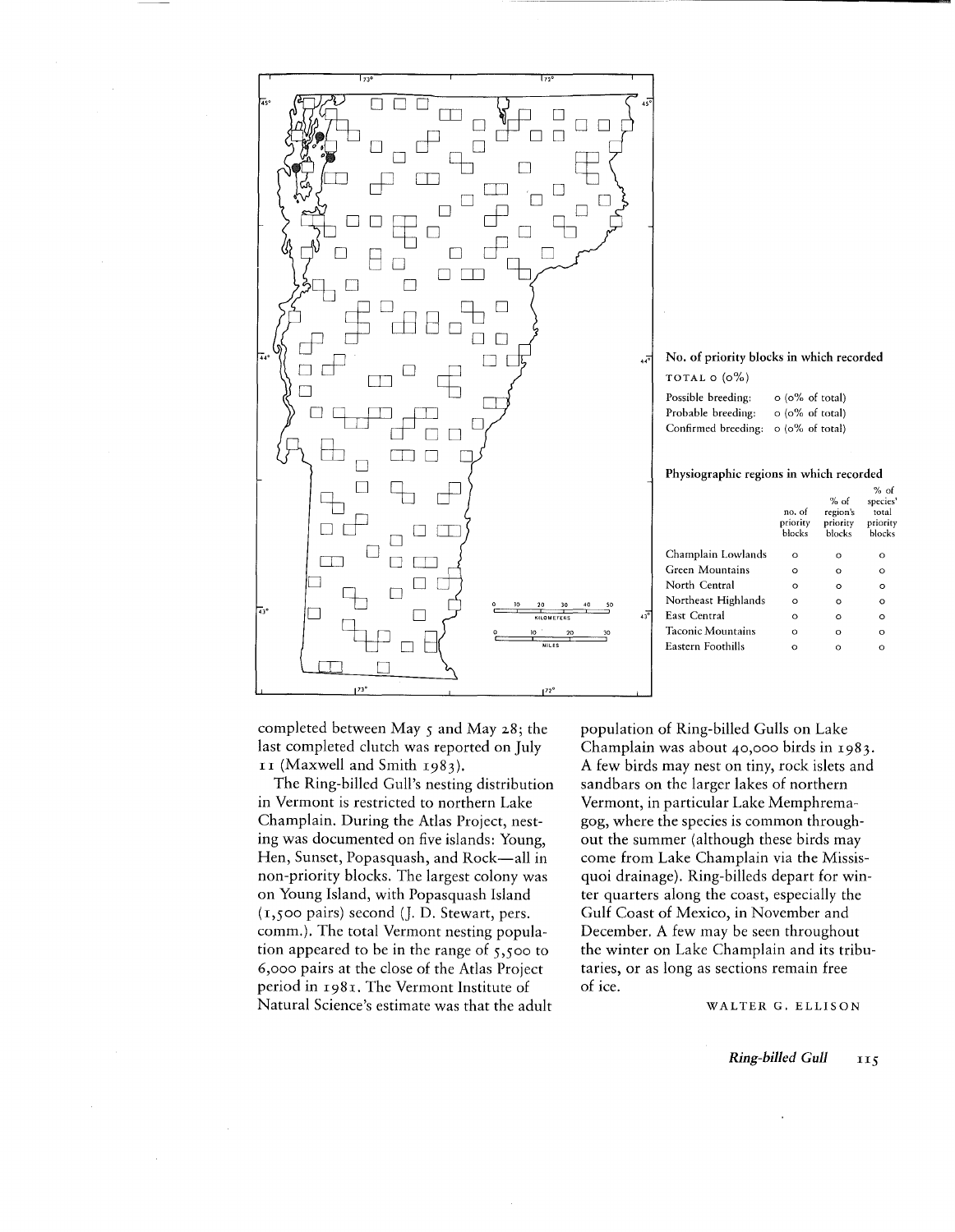73° 72°

45° 45°

44° 44°

43° 43°

0 10 20 30 40 50
KILOMETERS

0 10 20 30
MILES

**No. of priority blocks in which recorded**

TOTAL 0 (0%)

| | |
|---|---|
| Possible breeding: | 0 (0% of total) |
| Probable breeding: | 0 (0% of total) |
| Confirmed breeding: | 0 (0% of total) |

**Physiographic regions in which recorded**

| | no. of priority blocks | % of region's priority blocks | % of species' total priority blocks |
|---|---|---|---|
| Champlain Lowlands | 0 | 0 | 0 |
| Green Mountains | 0 | 0 | 0 |
| North Central | 0 | 0 | 0 |
| Northeast Highlands | 0 | 0 | 0 |
| East Central | 0 | 0 | 0 |
| Taconic Mountains | 0 | 0 | 0 |
| Eastern Foothills | 0 | 0 | 0 |

completed between May 5 and May 28; the last completed clutch was reported on July 11 (Maxwell and Smith 1983).

The Ring-billed Gull's nesting distribution in Vermont is restricted to northern Lake Champlain. During the Atlas Project, nesting was documented on five islands: Young, Hen, Sunset, Popasquash, and Rock—all in non-priority blocks. The largest colony was on Young Island, with Popasquash Island (1,500 pairs) second (J. D. Stewart, pers. comm.). The total Vermont nesting population appeared to be in the range of 5,500 to 6,000 pairs at the close of the Atlas Project period in 1981. The Vermont Institute of Natural Science's estimate was that the adult population of Ring-billed Gulls on Lake Champlain was about 40,000 birds in 1983. A few birds may nest on tiny, rock islets and sandbars on the larger lakes of northern Vermont, in particular Lake Memphremagog, where the species is common throughout the summer (although these birds may come from Lake Champlain via the Missisquoi drainage). Ring-billeds depart for winter quarters along the coast, especially the Gulf Coast of Mexico, in November and December. A few may be seen throughout the winter on Lake Champlain and its tributaries, or as long as sections remain free of ice.

WALTER G. ELLISON